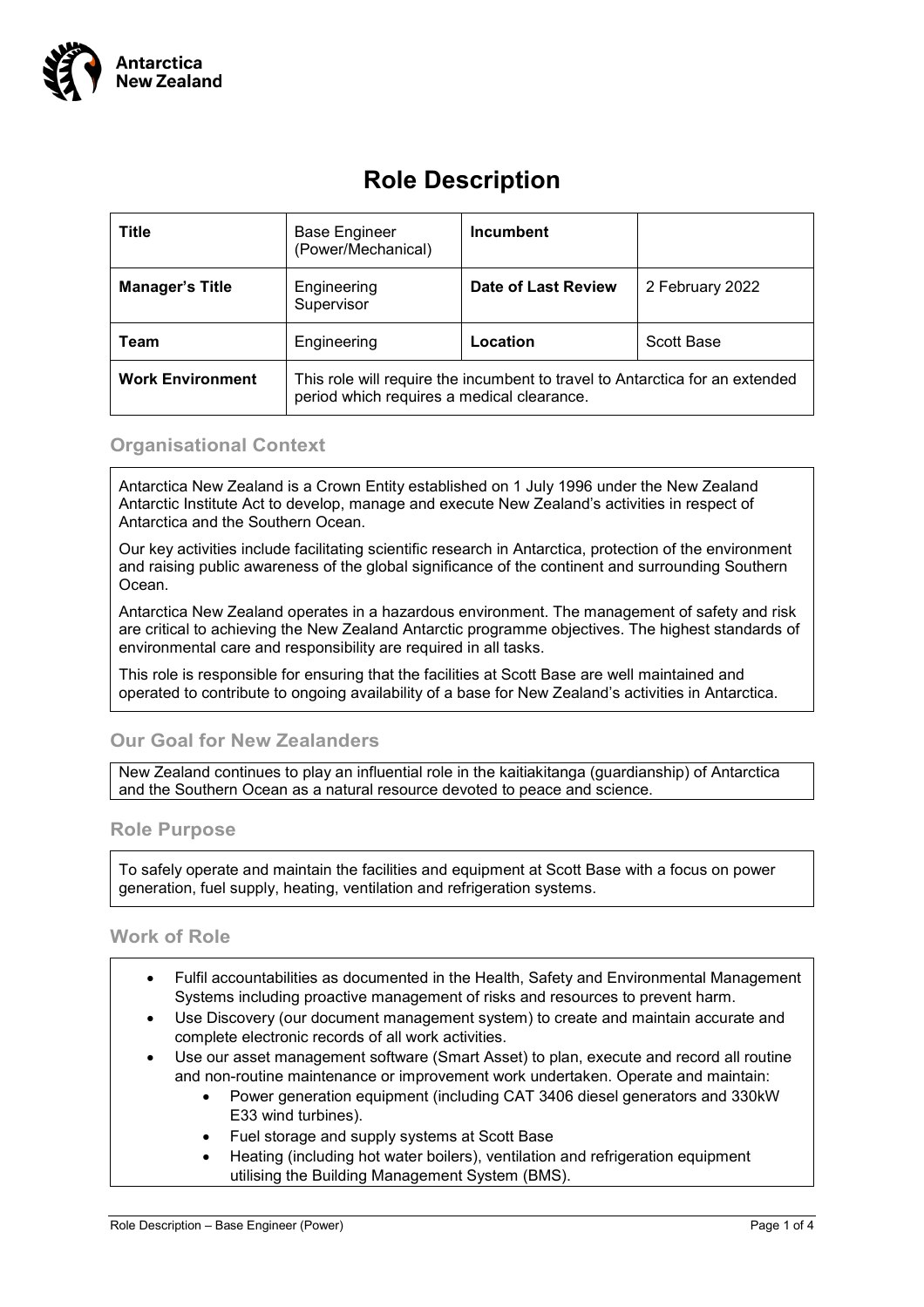Antarctica New Zealand

# Role Description

| **Title** | Base Engineer (Power/Mechanical) | **Incumbent** | |
|---|---|---|---|
| **Manager's Title** | Engineering Supervisor | **Date of Last Review** | 2 February 2022 |
| **Team** | Engineering | **Location** | Scott Base |
| **Work Environment** | This role will require the incumbent to travel to Antarctica for an extended period which requires a medical clearance. | | |

## Organisational Context

Antarctica New Zealand is a Crown Entity established on 1 July 1996 under the New Zealand Antarctic Institute Act to develop, manage and execute New Zealand's activities in respect of Antarctica and the Southern Ocean.

Our key activities include facilitating scientific research in Antarctica, protection of the environment and raising public awareness of the global significance of the continent and surrounding Southern Ocean.

Antarctica New Zealand operates in a hazardous environment. The management of safety and risk are critical to achieving the New Zealand Antarctic programme objectives. The highest standards of environmental care and responsibility are required in all tasks.

This role is responsible for ensuring that the facilities at Scott Base are well maintained and operated to contribute to ongoing availability of a base for New Zealand's activities in Antarctica.

## Our Goal for New Zealanders

New Zealand continues to play an influential role in the kaitiakitanga (guardianship) of Antarctica and the Southern Ocean as a natural resource devoted to peace and science.

## Role Purpose

To safely operate and maintain the facilities and equipment at Scott Base with a focus on power generation, fuel supply, heating, ventilation and refrigeration systems.

## Work of Role

- Fulfil accountabilities as documented in the Health, Safety and Environmental Management Systems including proactive management of risks and resources to prevent harm.
- Use Discovery (our document management system) to create and maintain accurate and complete electronic records of all work activities.
- Use our asset management software (Smart Asset) to plan, execute and record all routine and non-routine maintenance or improvement work undertaken. Operate and maintain:
  - Power generation equipment (including CAT 3406 diesel generators and 330kW E33 wind turbines).
  - Fuel storage and supply systems at Scott Base
  - Heating (including hot water boilers), ventilation and refrigeration equipment utilising the Building Management System (BMS).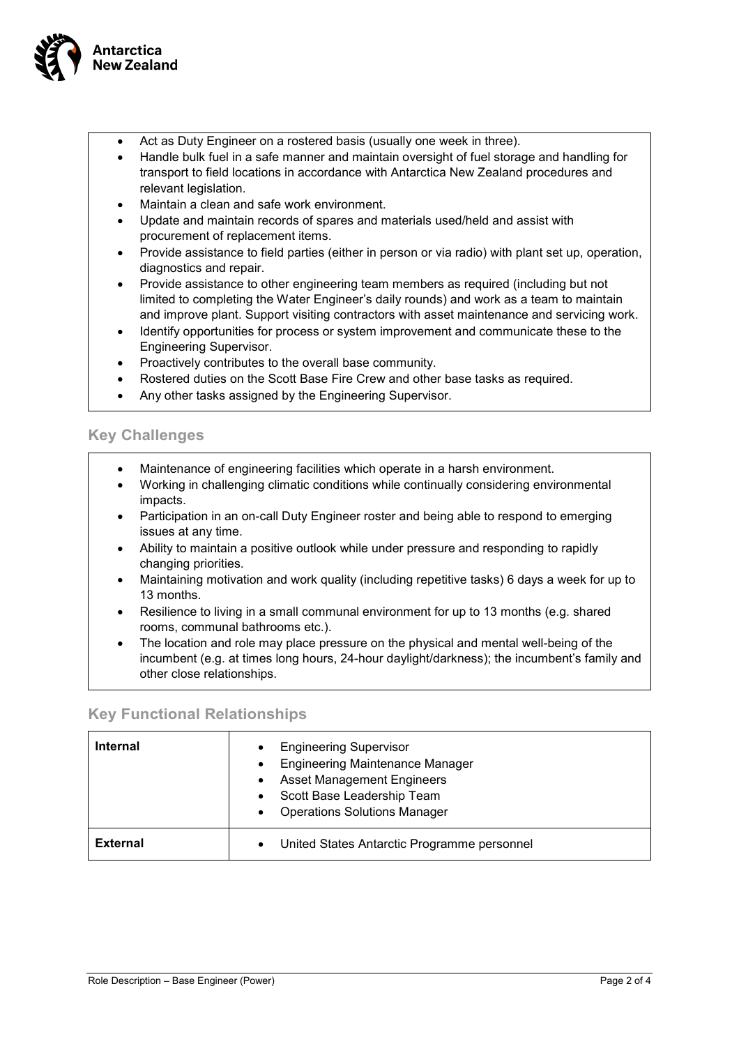- Act as Duty Engineer on a rostered basis (usually one week in three).
- Handle bulk fuel in a safe manner and maintain oversight of fuel storage and handling for transport to field locations in accordance with Antarctica New Zealand procedures and relevant legislation.
- Maintain a clean and safe work environment.
- Update and maintain records of spares and materials used/held and assist with procurement of replacement items.
- Provide assistance to field parties (either in person or via radio) with plant set up, operation, diagnostics and repair.
- Provide assistance to other engineering team members as required (including but not limited to completing the Water Engineer's daily rounds) and work as a team to maintain and improve plant. Support visiting contractors with asset maintenance and servicing work.
- Identify opportunities for process or system improvement and communicate these to the Engineering Supervisor.
- Proactively contributes to the overall base community.
- Rostered duties on the Scott Base Fire Crew and other base tasks as required.
- Any other tasks assigned by the Engineering Supervisor.

## Key Challenges

- Maintenance of engineering facilities which operate in a harsh environment.
- Working in challenging climatic conditions while continually considering environmental impacts.
- Participation in an on-call Duty Engineer roster and being able to respond to emerging issues at any time.
- Ability to maintain a positive outlook while under pressure and responding to rapidly changing priorities.
- Maintaining motivation and work quality (including repetitive tasks) 6 days a week for up to 13 months.
- Resilience to living in a small communal environment for up to 13 months (e.g. shared rooms, communal bathrooms etc.).
- The location and role may place pressure on the physical and mental well-being of the incumbent (e.g. at times long hours, 24-hour daylight/darkness); the incumbent's family and other close relationships.

## Key Functional Relationships

| | |
|---|---|
| **Internal** | • Engineering Supervisor<br>• Engineering Maintenance Manager<br>• Asset Management Engineers<br>• Scott Base Leadership Team<br>• Operations Solutions Manager |
| **External** | • United States Antarctic Programme personnel |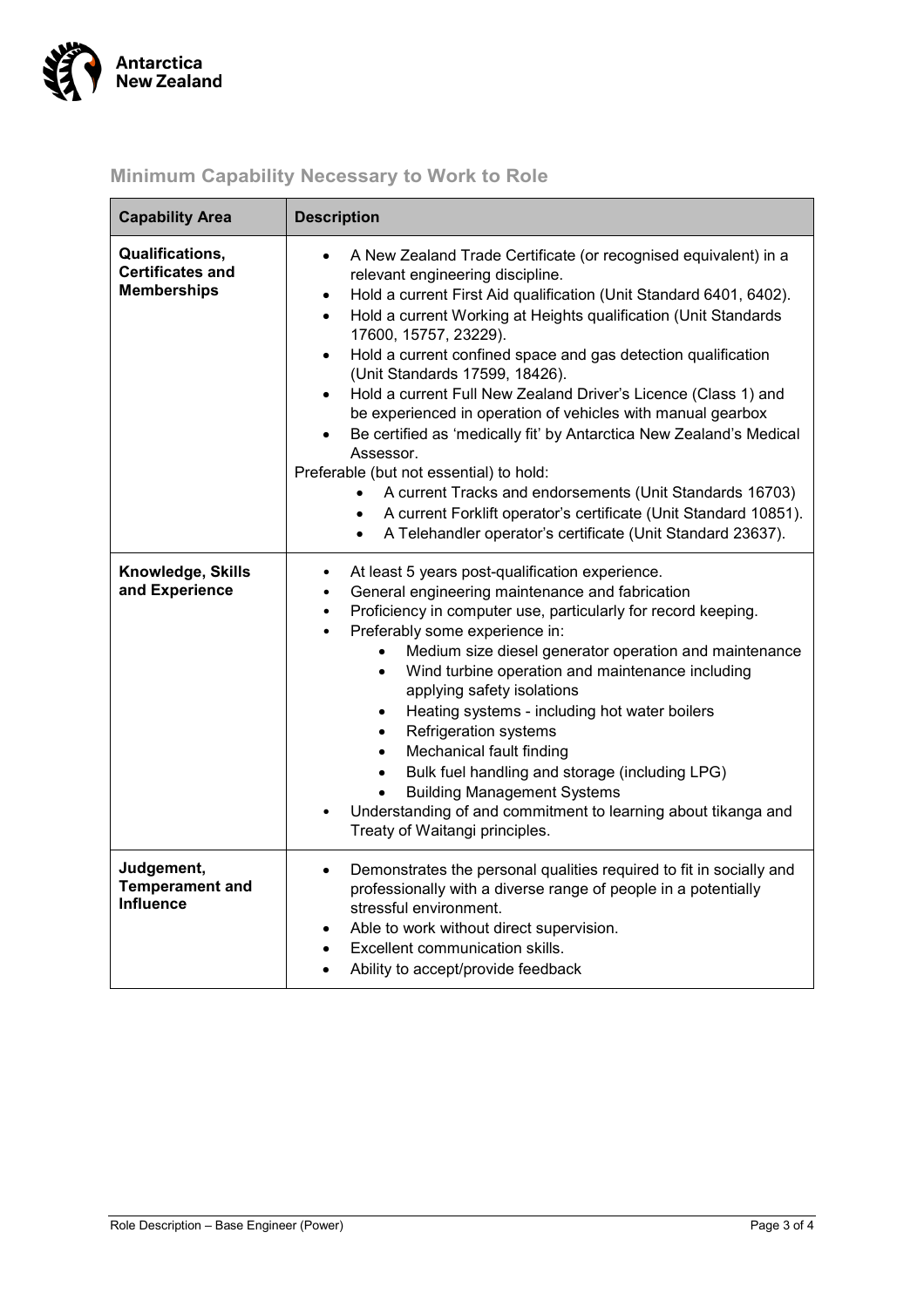## Minimum Capability Necessary to Work to Role

| Capability Area | Description |
|---|---|
| **Qualifications, Certificates and Memberships** | • A New Zealand Trade Certificate (or recognised equivalent) in a relevant engineering discipline.<br>• Hold a current First Aid qualification (Unit Standard 6401, 6402).<br>• Hold a current Working at Heights qualification (Unit Standards 17600, 15757, 23229).<br>• Hold a current confined space and gas detection qualification (Unit Standards 17599, 18426).<br>• Hold a current Full New Zealand Driver's Licence (Class 1) and be experienced in operation of vehicles with manual gearbox<br>• Be certified as 'medically fit' by Antarctica New Zealand's Medical Assessor.<br>Preferable (but not essential) to hold:<br>  • A current Tracks and endorsements (Unit Standards 16703)<br>  • A current Forklift operator's certificate (Unit Standard 10851).<br>  • A Telehandler operator's certificate (Unit Standard 23637). |
| **Knowledge, Skills and Experience** | • At least 5 years post-qualification experience.<br>• General engineering maintenance and fabrication<br>• Proficiency in computer use, particularly for record keeping.<br>• Preferably some experience in:<br>  • Medium size diesel generator operation and maintenance<br>  • Wind turbine operation and maintenance including applying safety isolations<br>  • Heating systems - including hot water boilers<br>  • Refrigeration systems<br>  • Mechanical fault finding<br>  • Bulk fuel handling and storage (including LPG)<br>  • Building Management Systems<br>• Understanding of and commitment to learning about tikanga and Treaty of Waitangi principles. |
| **Judgement, Temperament and Influence** | • Demonstrates the personal qualities required to fit in socially and professionally with a diverse range of people in a potentially stressful environment.<br>• Able to work without direct supervision.<br>• Excellent communication skills.<br>• Ability to accept/provide feedback |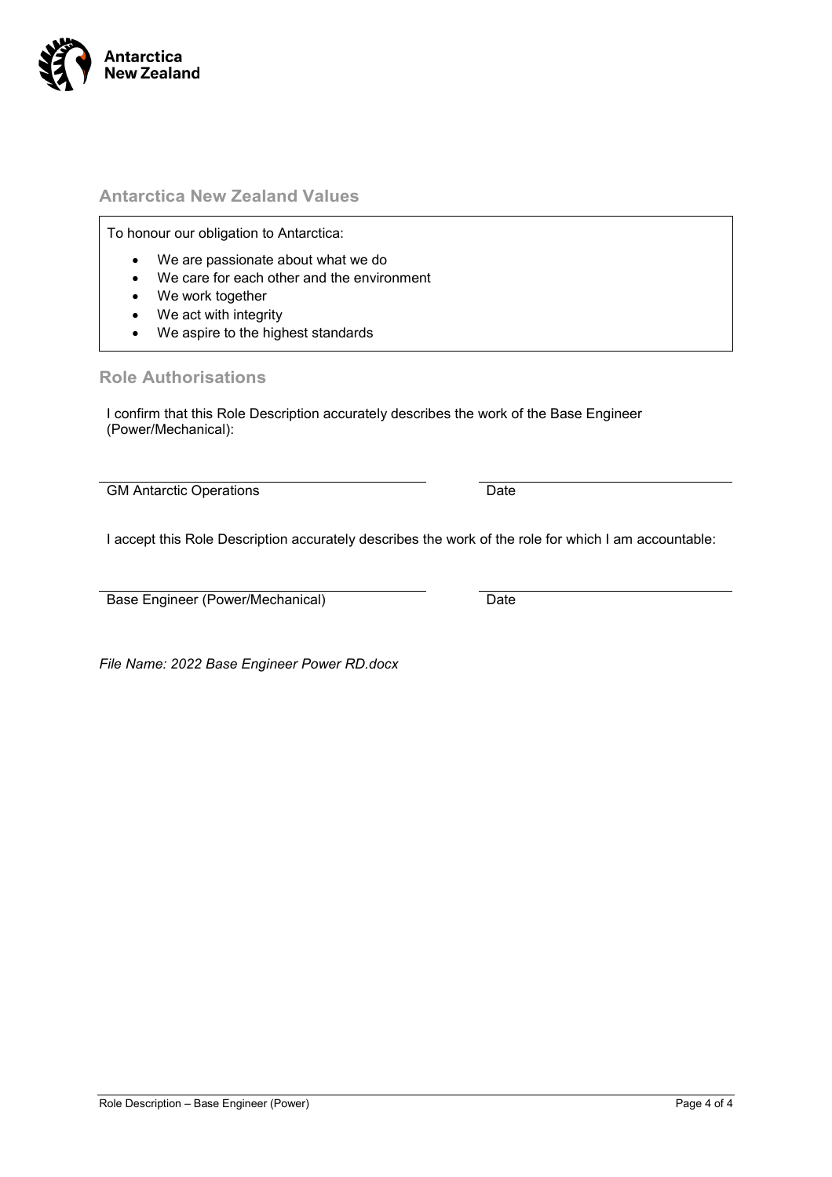## Antarctica New Zealand Values

To honour our obligation to Antarctica:

- We are passionate about what we do
- We care for each other and the environment
- We work together
- We act with integrity
- We aspire to the highest standards

## Role Authorisations

I confirm that this Role Description accurately describes the work of the Base Engineer (Power/Mechanical):

| | |
|---|---|
| GM Antarctic Operations | Date |

I accept this Role Description accurately describes the work of the role for which I am accountable:

| | |
|---|---|
| Base Engineer (Power/Mechanical) | Date |

*File Name: 2022 Base Engineer Power RD.docx*